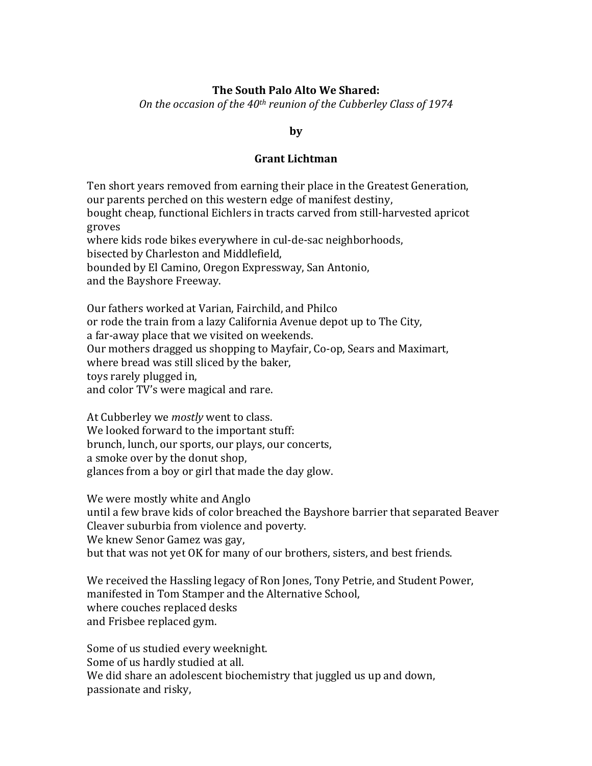**The South Palo Alto We Shared:**

*On the occasion of the 40th reunion of the Cubberley Class of 1974*

**by**

**Grant Lichtman**

Ten short years removed from earning their place in the Greatest Generation,  
our parents perched on this western edge of manifest destiny,  
bought cheap, functional Eichlers in tracts carved from still-harvested apricot groves  
where kids rode bikes everywhere in cul-de-sac neighborhoods,  
bisected by Charleston and Middlefield,  
bounded by El Camino, Oregon Expressway, San Antonio,  
and the Bayshore Freeway.

Our fathers worked at Varian, Fairchild, and Philco  
or rode the train from a lazy California Avenue depot up to The City,  
a far-away place that we visited on weekends.  
Our mothers dragged us shopping to Mayfair, Co-op, Sears and Maximart,  
where bread was still sliced by the baker,  
toys rarely plugged in,  
and color TV's were magical and rare.

At Cubberley we *mostly* went to class.  
We looked forward to the important stuff:  
brunch, lunch, our sports, our plays, our concerts,  
a smoke over by the donut shop,  
glances from a boy or girl that made the day glow.

We were mostly white and Anglo  
until a few brave kids of color breached the Bayshore barrier that separated Beaver Cleaver suburbia from violence and poverty.  
We knew Senor Gamez was gay,  
but that was not yet OK for many of our brothers, sisters, and best friends.

We received the Hassling legacy of Ron Jones, Tony Petrie, and Student Power,  
manifested in Tom Stamper and the Alternative School,  
where couches replaced desks  
and Frisbee replaced gym.

Some of us studied every weeknight.  
Some of us hardly studied at all.  
We did share an adolescent biochemistry that juggled us up and down,  
passionate and risky,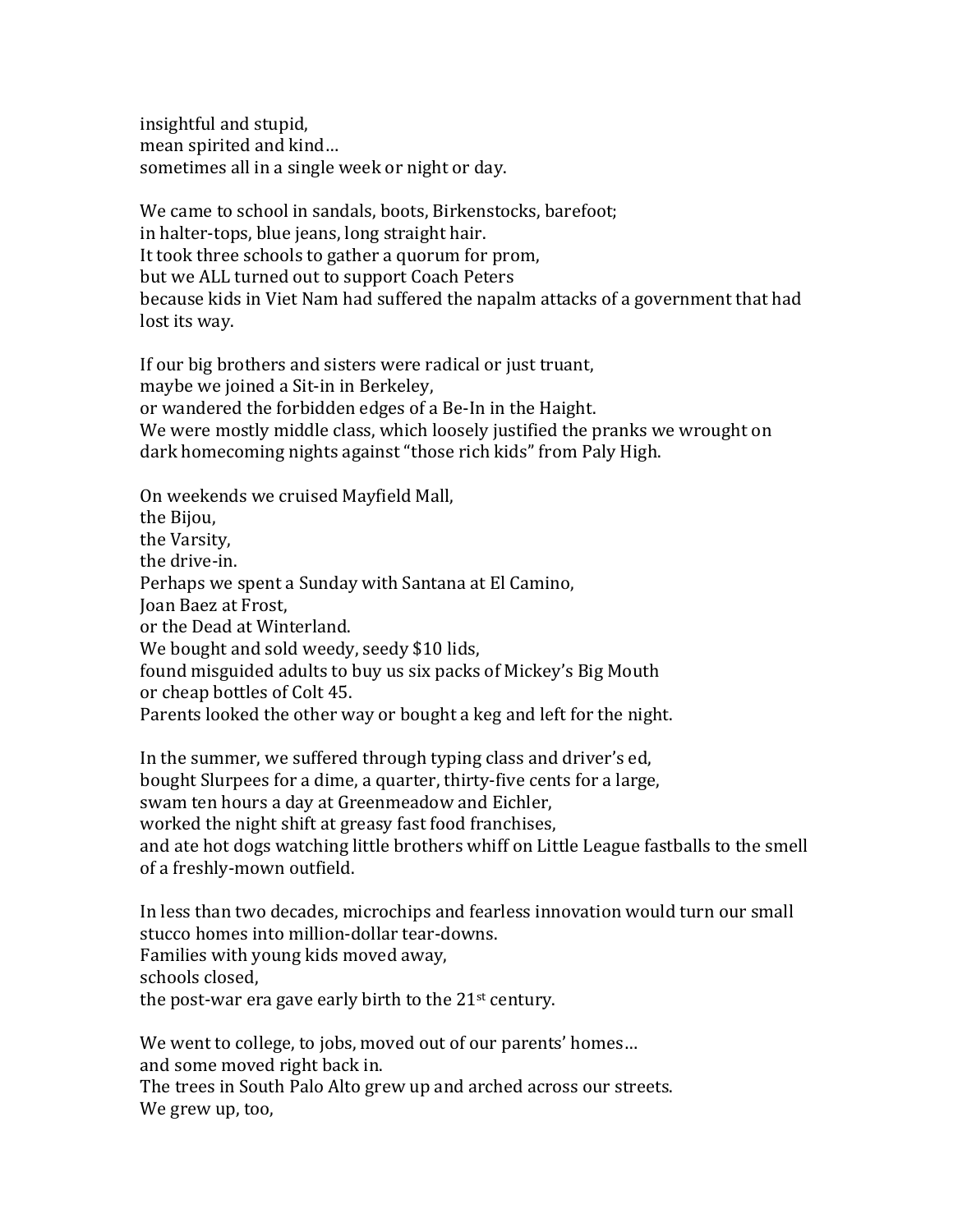insightful and stupid,
mean spirited and kind…
sometimes all in a single week or night or day.

We came to school in sandals, boots, Birkenstocks, barefoot;
in halter-tops, blue jeans, long straight hair.
It took three schools to gather a quorum for prom,
but we ALL turned out to support Coach Peters
because kids in Viet Nam had suffered the napalm attacks of a government that had lost its way.

If our big brothers and sisters were radical or just truant,
maybe we joined a Sit-in in Berkeley,
or wandered the forbidden edges of a Be-In in the Haight.
We were mostly middle class, which loosely justified the pranks we wrought on dark homecoming nights against "those rich kids" from Paly High.

On weekends we cruised Mayfield Mall,
the Bijou,
the Varsity,
the drive-in.
Perhaps we spent a Sunday with Santana at El Camino,
Joan Baez at Frost,
or the Dead at Winterland.
We bought and sold weedy, seedy $10 lids,
found misguided adults to buy us six packs of Mickey's Big Mouth
or cheap bottles of Colt 45.
Parents looked the other way or bought a keg and left for the night.

In the summer, we suffered through typing class and driver's ed,
bought Slurpees for a dime, a quarter, thirty-five cents for a large,
swam ten hours a day at Greenmeadow and Eichler,
worked the night shift at greasy fast food franchises,
and ate hot dogs watching little brothers whiff on Little League fastballs to the smell of a freshly-mown outfield.

In less than two decades, microchips and fearless innovation would turn our small stucco homes into million-dollar tear-downs.
Families with young kids moved away,
schools closed,
the post-war era gave early birth to the 21st century.

We went to college, to jobs, moved out of our parents' homes…
and some moved right back in.
The trees in South Palo Alto grew up and arched across our streets.
We grew up, too,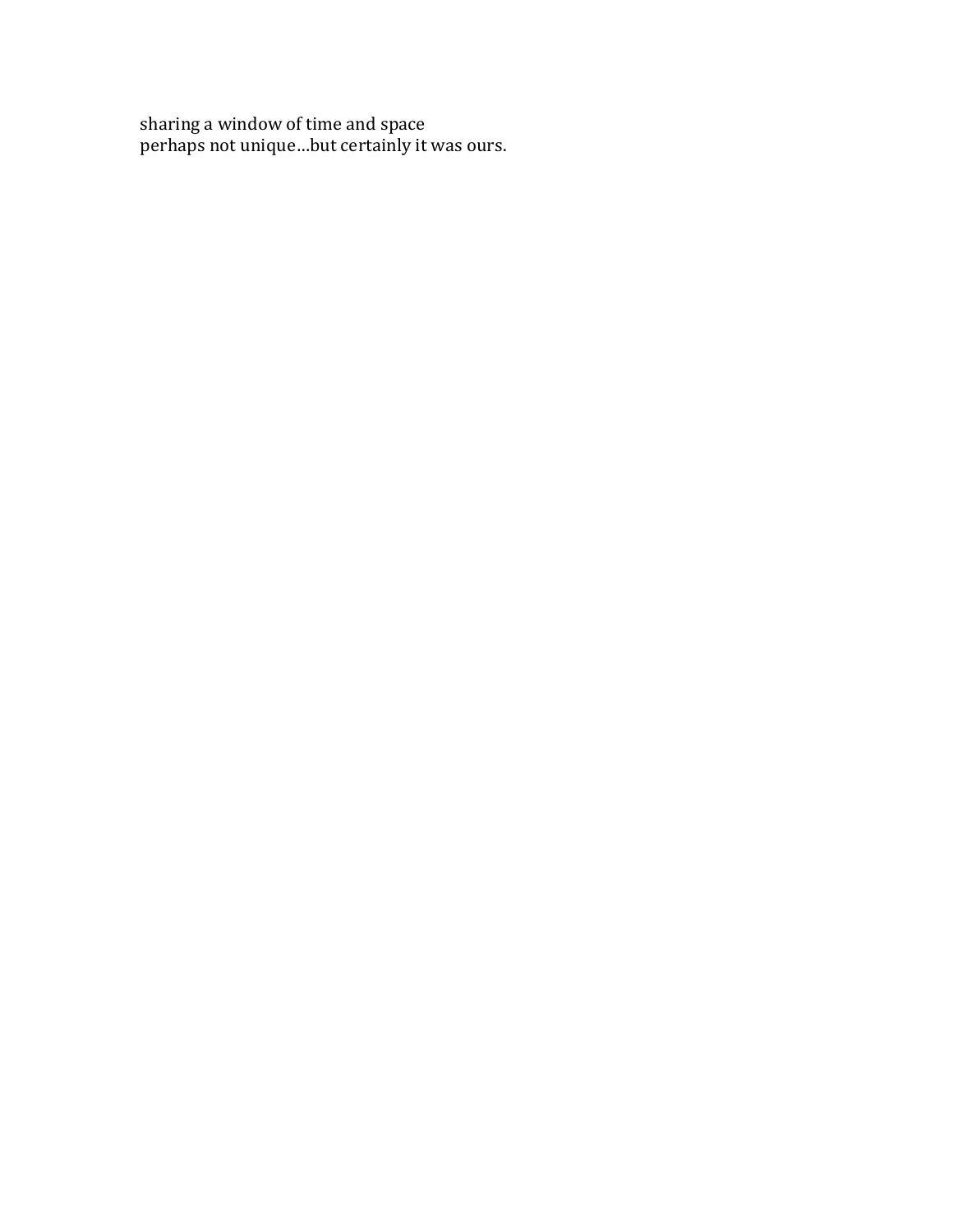sharing a window of time and space
perhaps not unique…but certainly it was ours.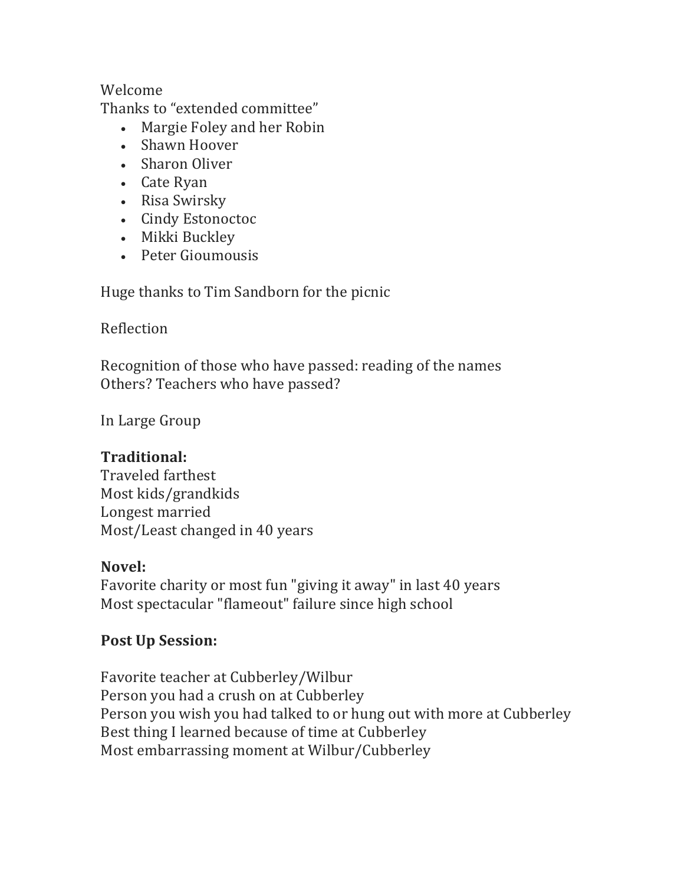Welcome

Thanks to “extended committee”

- Margie Foley and her Robin
- Shawn Hoover
- Sharon Oliver
- Cate Ryan
- Risa Swirsky
- Cindy Estonoctoc
- Mikki Buckley
- Peter Gioumousis

Huge thanks to Tim Sandborn for the picnic

Reflection

Recognition of those who have passed: reading of the names
Others? Teachers who have passed?

In Large Group

**Traditional:**

Traveled farthest
Most kids/grandkids
Longest married
Most/Least changed in 40 years

**Novel:**

Favorite charity or most fun "giving it away" in last 40 years
Most spectacular "flameout" failure since high school

**Post Up Session:**

Favorite teacher at Cubberley/Wilbur
Person you had a crush on at Cubberley
Person you wish you had talked to or hung out with more at Cubberley
Best thing I learned because of time at Cubberley
Most embarrassing moment at Wilbur/Cubberley